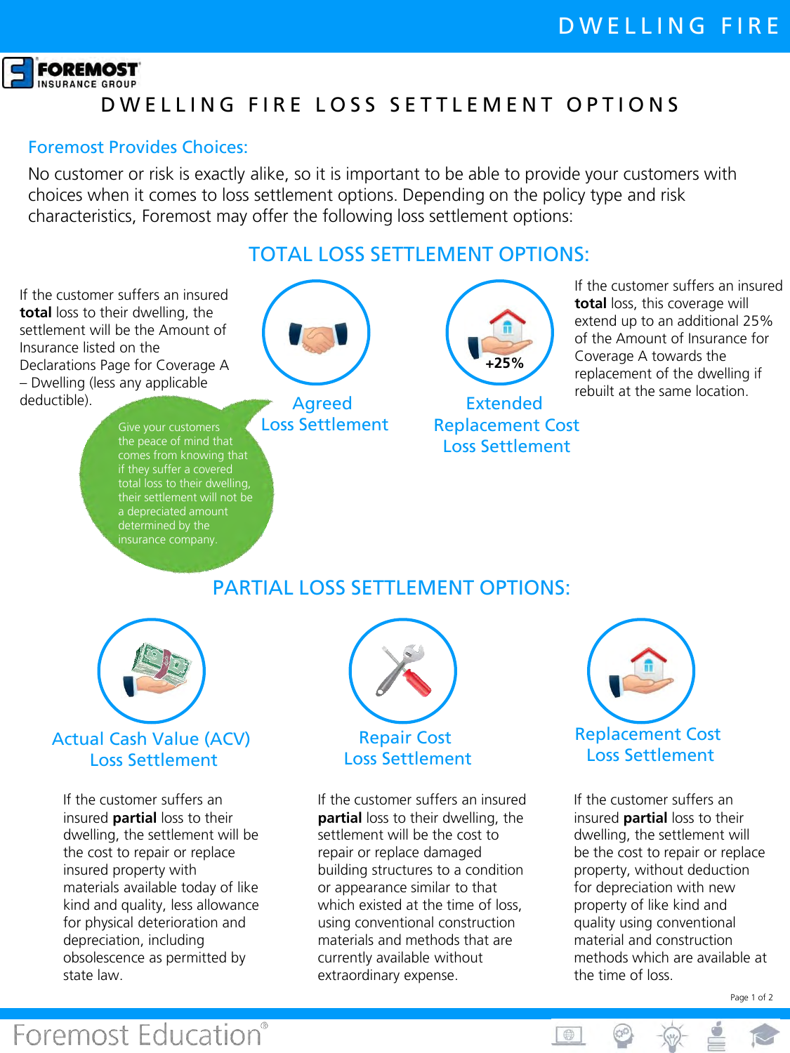# DWELLING FIRE LOSS SETTLEMENT OPTIONS

## Foremost Provides Choices:

No customer or risk is exactly alike, so it is important to be able to provide your customers with choices when it comes to loss settlement options. Depending on the policy type and risk characteristics, Foremost may offer the following loss settlement options:

## TOTAL LOSS SETTLEMENT OPTIONS:

### Agreed Loss Settlement

If the customer suffers an insured **total** loss to their dwelling, the settlement will be the Amount of Insurance listed on the Declarations Page for Coverage A – Dwelling (less any applicable deductible).

Give your customers the peace of mind that comes from knowing that if they suffer a covered total loss to their dwelling, their settlement will not be a depreciated amount determined by the insurance company.

### Extended Replacement Cost Loss Settlement

+25%

If the customer suffers an insured **total** loss, this coverage will extend up to an additional 25% of the Amount of Insurance for Coverage A towards the replacement of the dwelling if rebuilt at the same location.

## PARTIAL LOSS SETTLEMENT OPTIONS:

### Actual Cash Value (ACV) Loss Settlement

If the customer suffers an insured **partial** loss to their dwelling, the settlement will be the cost to repair or replace insured property with materials available today of like kind and quality, less allowance for physical deterioration and depreciation, including obsolescence as permitted by state law.

### Repair Cost Loss Settlement

If the customer suffers an insured **partial** loss to their dwelling, the settlement will be the cost to repair or replace damaged building structures to a condition or appearance similar to that which existed at the time of loss, using conventional construction materials and methods that are currently available without extraordinary expense.

### Replacement Cost Loss Settlement

If the customer suffers an insured **partial** loss to their dwelling, the settlement will be the cost to repair or replace property, without deduction for depreciation with new property of like kind and quality using conventional material and construction methods which are available at the time of loss.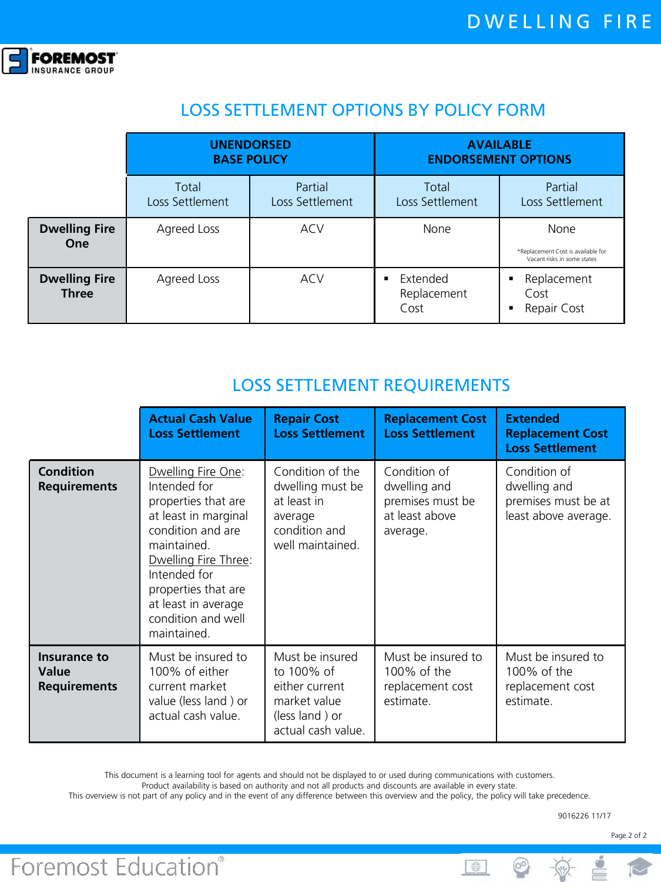# LOSS SETTLEMENT OPTIONS BY POLICY FORM

| | UNENDORSED BASE POLICY | | AVAILABLE ENDORSEMENT OPTIONS | |
|---|---|---|---|---|
| | Total Loss Settlement | Partial Loss Settlement | Total Loss Settlement | Partial Loss Settlement |
| **Dwelling Fire One** | Agreed Loss | ACV | None | None<br>*Replacement Cost is available for Vacant risks in some states |
| **Dwelling Fire Three** | Agreed Loss | ACV | ▪ Extended Replacement Cost | ▪ Replacement Cost<br>▪ Repair Cost |

# LOSS SETTLEMENT REQUIREMENTS

| | Actual Cash Value Loss Settlement | Repair Cost Loss Settlement | Replacement Cost Loss Settlement | Extended Replacement Cost Loss Settlement |
|---|---|---|---|---|
| **Condition Requirements** | Dwelling Fire One: Intended for properties that are at least in marginal condition and are maintained.<br>Dwelling Fire Three: Intended for properties that are at least in average condition and well maintained. | Condition of the dwelling must be at least in average condition and well maintained. | Condition of dwelling and premises must be at least above average. | Condition of dwelling and premises must be at least above average. |
| **Insurance to Value Requirements** | Must be insured to 100% of either current market value (less land ) or actual cash value. | Must be insured to 100% of either current market value (less land ) or actual cash value. | Must be insured to 100% of the replacement cost estimate. | Must be insured to 100% of the replacement cost estimate. |

This document is a learning tool for agents and should not be displayed to or used during communications with customers.
Product availability is based on authority and not all products and discounts are available in every state.
This overview is not part of any policy and in the event of any difference between this overview and the policy, the policy will take precedence.

9016226 11/17